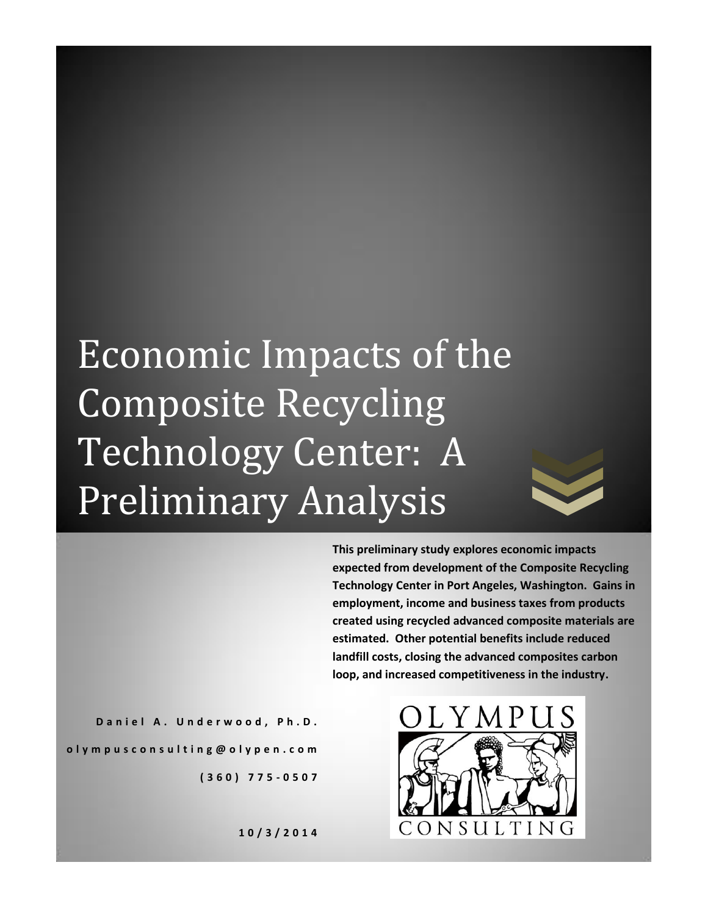# Economic Impacts of the Composite Recycling Technology Center: A Preliminary Analysis

**This preliminary study explores economic impacts expected from development of the Composite Recycling Technology Center in Port Angeles, Washington. Gains in employment, income and business taxes from products created using recycled advanced composite materials are estimated. Other potential benefits include reduced landfill costs, closing the advanced composites carbon loop, and increased competitiveness in the industry.**

Daniel A. Underwood, Ph.D.

olympusconsulting@olypen.com

(360) 775-0507

10/3/2014

OLYMPUS CONSULTING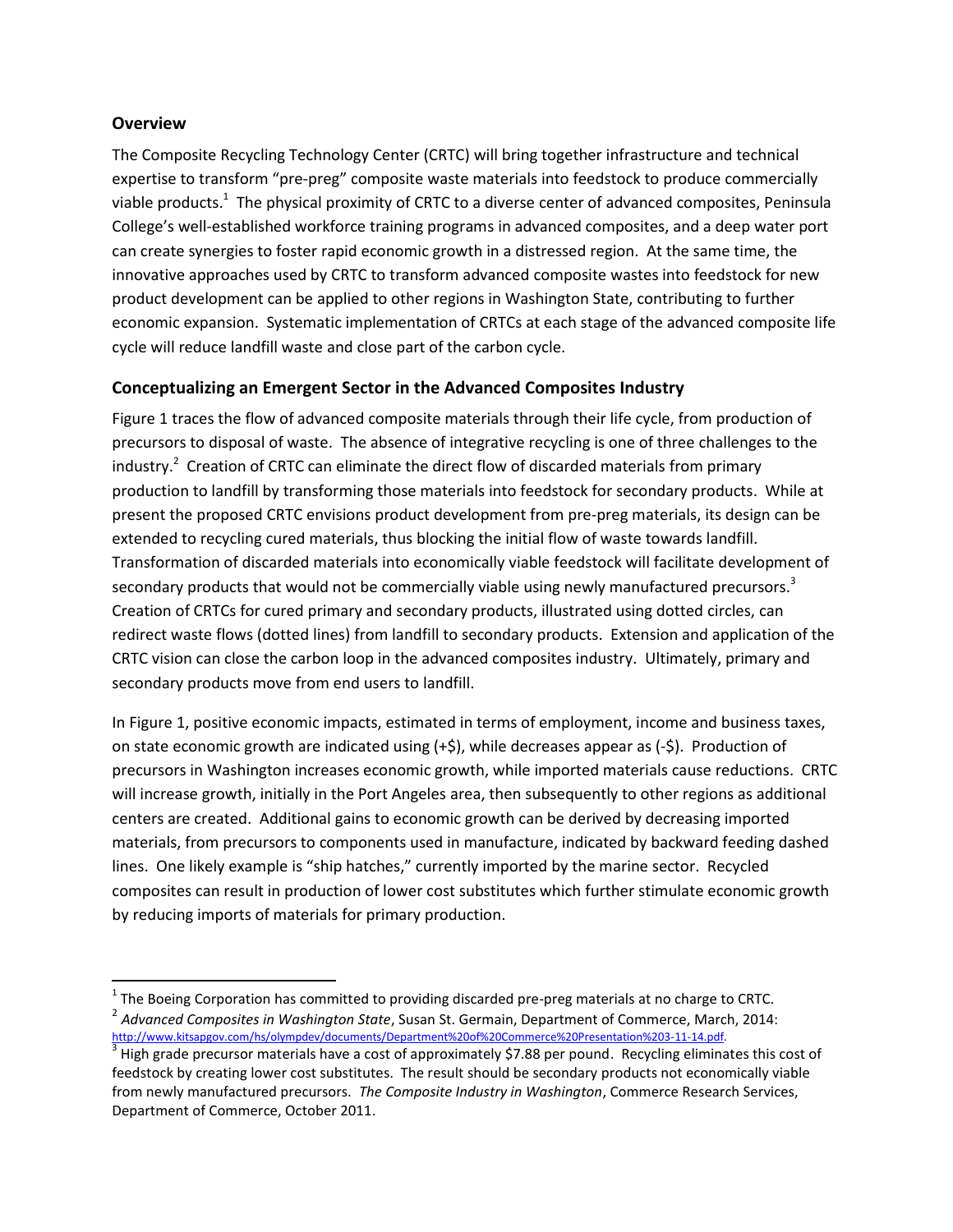## Overview

The Composite Recycling Technology Center (CRTC) will bring together infrastructure and technical expertise to transform "pre-preg" composite waste materials into feedstock to produce commercially viable products.[1] The physical proximity of CRTC to a diverse center of advanced composites, Peninsula College's well-established workforce training programs in advanced composites, and a deep water port can create synergies to foster rapid economic growth in a distressed region. At the same time, the innovative approaches used by CRTC to transform advanced composite wastes into feedstock for new product development can be applied to other regions in Washington State, contributing to further economic expansion. Systematic implementation of CRTCs at each stage of the advanced composite life cycle will reduce landfill waste and close part of the carbon cycle.

## Conceptualizing an Emergent Sector in the Advanced Composites Industry

Figure 1 traces the flow of advanced composite materials through their life cycle, from production of precursors to disposal of waste. The absence of integrative recycling is one of three challenges to the industry.[2] Creation of CRTC can eliminate the direct flow of discarded materials from primary production to landfill by transforming those materials into feedstock for secondary products. While at present the proposed CRTC envisions product development from pre-preg materials, its design can be extended to recycling cured materials, thus blocking the initial flow of waste towards landfill. Transformation of discarded materials into economically viable feedstock will facilitate development of secondary products that would not be commercially viable using newly manufactured precursors.[3] Creation of CRTCs for cured primary and secondary products, illustrated using dotted circles, can redirect waste flows (dotted lines) from landfill to secondary products. Extension and application of the CRTC vision can close the carbon loop in the advanced composites industry. Ultimately, primary and secondary products move from end users to landfill.

In Figure 1, positive economic impacts, estimated in terms of employment, income and business taxes, on state economic growth are indicated using (+$), while decreases appear as (-$). Production of precursors in Washington increases economic growth, while imported materials cause reductions. CRTC will increase growth, initially in the Port Angeles area, then subsequently to other regions as additional centers are created. Additional gains to economic growth can be derived by decreasing imported materials, from precursors to components used in manufacture, indicated by backward feeding dashed lines. One likely example is "ship hatches," currently imported by the marine sector. Recycled composites can result in production of lower cost substitutes which further stimulate economic growth by reducing imports of materials for primary production.

---

[1] The Boeing Corporation has committed to providing discarded pre-preg materials at no charge to CRTC.

[2] *Advanced Composites in Washington State*, Susan St. Germain, Department of Commerce, March, 2014: http://www.kitsapgov.com/hs/olympdev/documents/Department%20of%20Commerce%20Presentation%203-11-14.pdf.

[3] High grade precursor materials have a cost of approximately $7.88 per pound. Recycling eliminates this cost of feedstock by creating lower cost substitutes. The result should be secondary products not economically viable from newly manufactured precursors. *The Composite Industry in Washington*, Commerce Research Services, Department of Commerce, October 2011.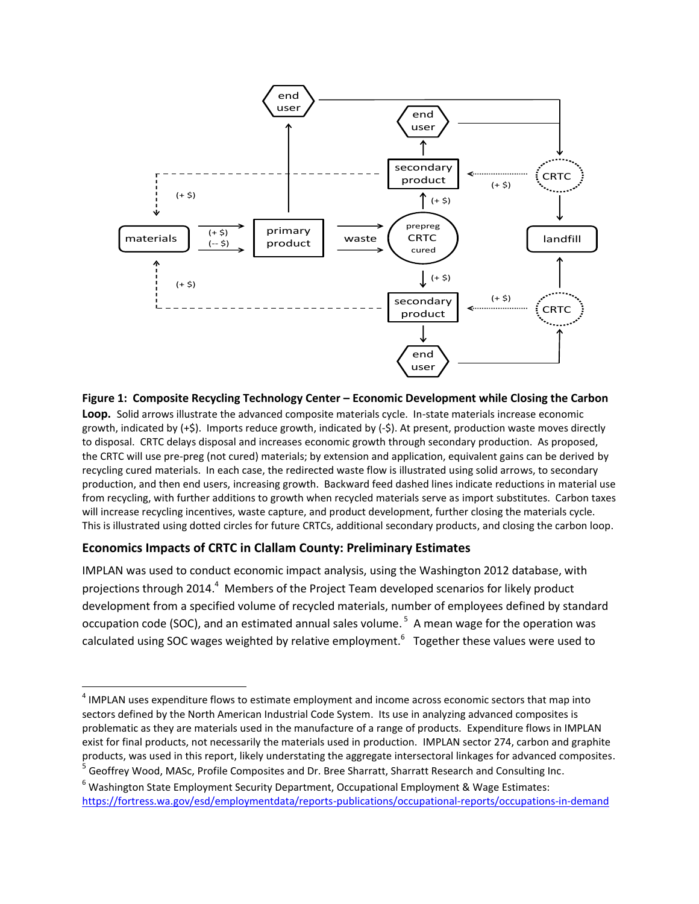**Figure 1: Composite Recycling Technology Center – Economic Development while Closing the Carbon Loop.** Solid arrows illustrate the advanced composite materials cycle. In-state materials increase economic growth, indicated by (+$). Imports reduce growth, indicated by (-$). At present, production waste moves directly to disposal. CRTC delays disposal and increases economic growth through secondary production. As proposed, the CRTC will use pre-preg (not cured) materials; by extension and application, equivalent gains can be derived by recycling cured materials. In each case, the redirected waste flow is illustrated using solid arrows, to secondary production, and then end users, increasing growth. Backward feed dashed lines indicate reductions in material use from recycling, with further additions to growth when recycled materials serve as import substitutes. Carbon taxes will increase recycling incentives, waste capture, and product development, further closing the materials cycle. This is illustrated using dotted circles for future CRTCs, additional secondary products, and closing the carbon loop.

## Economics Impacts of CRTC in Clallam County: Preliminary Estimates

IMPLAN was used to conduct economic impact analysis, using the Washington 2012 database, with projections through 2014.[4] Members of the Project Team developed scenarios for likely product development from a specified volume of recycled materials, number of employees defined by standard occupation code (SOC), and an estimated annual sales volume.[5] A mean wage for the operation was calculated using SOC wages weighted by relative employment.[6] Together these values were used to

---

[4] IMPLAN uses expenditure flows to estimate employment and income across economic sectors that map into sectors defined by the North American Industrial Code System. Its use in analyzing advanced composites is problematic as they are materials used in the manufacture of a range of products. Expenditure flows in IMPLAN exist for final products, not necessarily the materials used in production. IMPLAN sector 274, carbon and graphite products, was used in this report, likely understating the aggregate intersectoral linkages for advanced composites.

[5] Geoffrey Wood, MASc, Profile Composites and Dr. Bree Sharratt, Sharratt Research and Consulting Inc.

[6] Washington State Employment Security Department, Occupational Employment & Wage Estimates: https://fortress.wa.gov/esd/employmentdata/reports-publications/occupational-reports/occupations-in-demand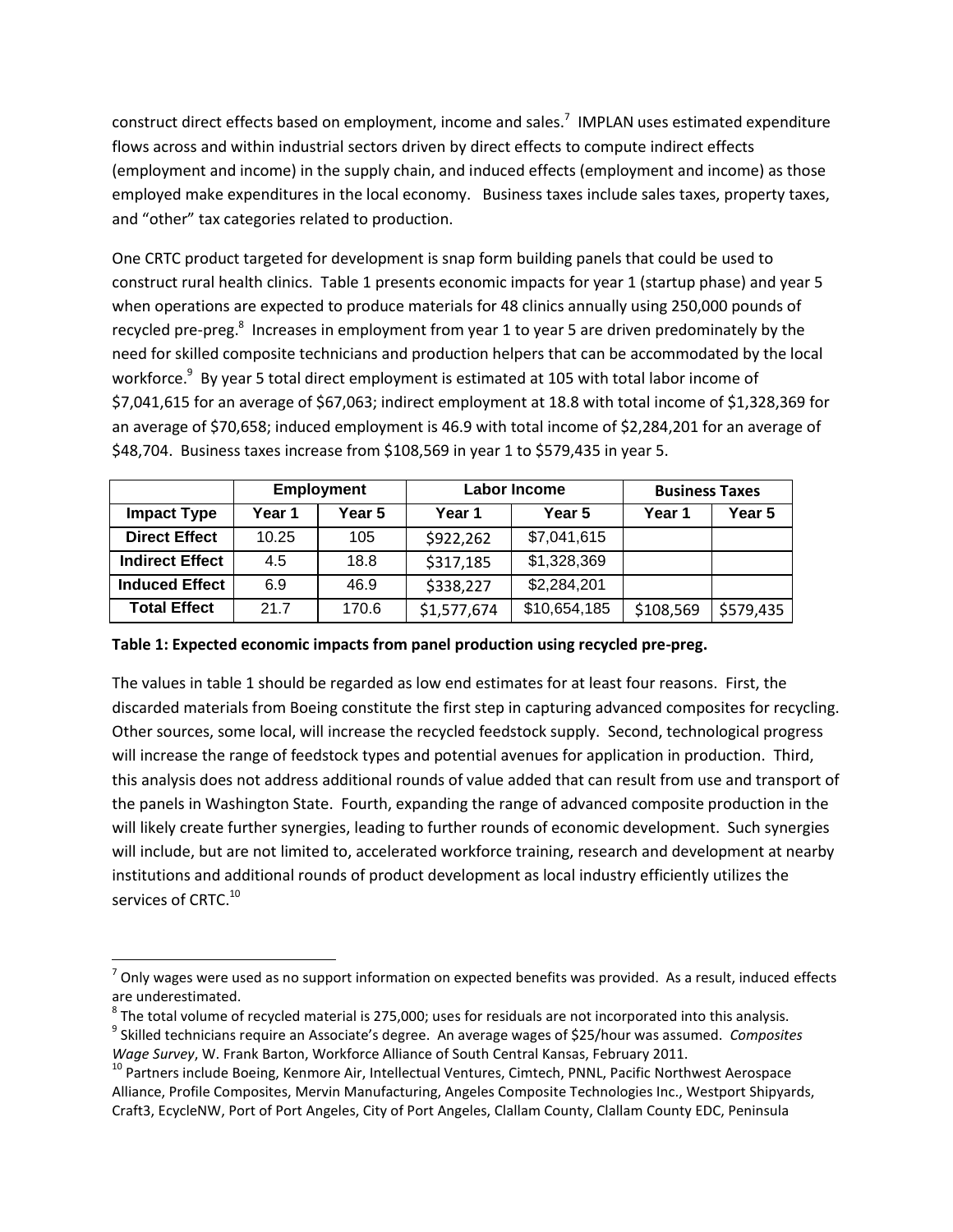construct direct effects based on employment, income and sales.[7] IMPLAN uses estimated expenditure flows across and within industrial sectors driven by direct effects to compute indirect effects (employment and income) in the supply chain, and induced effects (employment and income) as those employed make expenditures in the local economy. Business taxes include sales taxes, property taxes, and "other" tax categories related to production.

One CRTC product targeted for development is snap form building panels that could be used to construct rural health clinics. Table 1 presents economic impacts for year 1 (startup phase) and year 5 when operations are expected to produce materials for 48 clinics annually using 250,000 pounds of recycled pre-preg.[8] Increases in employment from year 1 to year 5 are driven predominately by the need for skilled composite technicians and production helpers that can be accommodated by the local workforce.[9] By year 5 total direct employment is estimated at 105 with total labor income of $7,041,615 for an average of $67,063; indirect employment at 18.8 with total income of $1,328,369 for an average of $70,658; induced employment is 46.9 with total income of $2,284,201 for an average of $48,704. Business taxes increase from $108,569 in year 1 to $579,435 in year 5.

| | Employment | | Labor Income | | Business Taxes | |
|---|---|---|---|---|---|---|
| **Impact Type** | **Year 1** | **Year 5** | **Year 1** | **Year 5** | **Year 1** | **Year 5** |
| **Direct Effect** | 10.25 | 105 | $922,262 | $7,041,615 | | |
| **Indirect Effect** | 4.5 | 18.8 | $317,185 | $1,328,369 | | |
| **Induced Effect** | 6.9 | 46.9 | $338,227 | $2,284,201 | | |
| **Total Effect** | 21.7 | 170.6 | $1,577,674 | $10,654,185 | $108,569 | $579,435 |

**Table 1: Expected economic impacts from panel production using recycled pre-preg.**

The values in table 1 should be regarded as low end estimates for at least four reasons. First, the discarded materials from Boeing constitute the first step in capturing advanced composites for recycling. Other sources, some local, will increase the recycled feedstock supply. Second, technological progress will increase the range of feedstock types and potential avenues for application in production. Third, this analysis does not address additional rounds of value added that can result from use and transport of the panels in Washington State. Fourth, expanding the range of advanced composite production in the will likely create further synergies, leading to further rounds of economic development. Such synergies will include, but are not limited to, accelerated workforce training, research and development at nearby institutions and additional rounds of product development as local industry efficiently utilizes the services of CRTC.[10]

---

[7] Only wages were used as no support information on expected benefits was provided. As a result, induced effects are underestimated.

[8] The total volume of recycled material is 275,000; uses for residuals are not incorporated into this analysis.

[9] Skilled technicians require an Associate's degree. An average wages of $25/hour was assumed. *Composites Wage Survey*, W. Frank Barton, Workforce Alliance of South Central Kansas, February 2011.

[10] Partners include Boeing, Kenmore Air, Intellectual Ventures, Cimtech, PNNL, Pacific Northwest Aerospace Alliance, Profile Composites, Mervin Manufacturing, Angeles Composite Technologies Inc., Westport Shipyards, Craft3, EcycleNW, Port of Port Angeles, City of Port Angeles, Clallam County, Clallam County EDC, Peninsula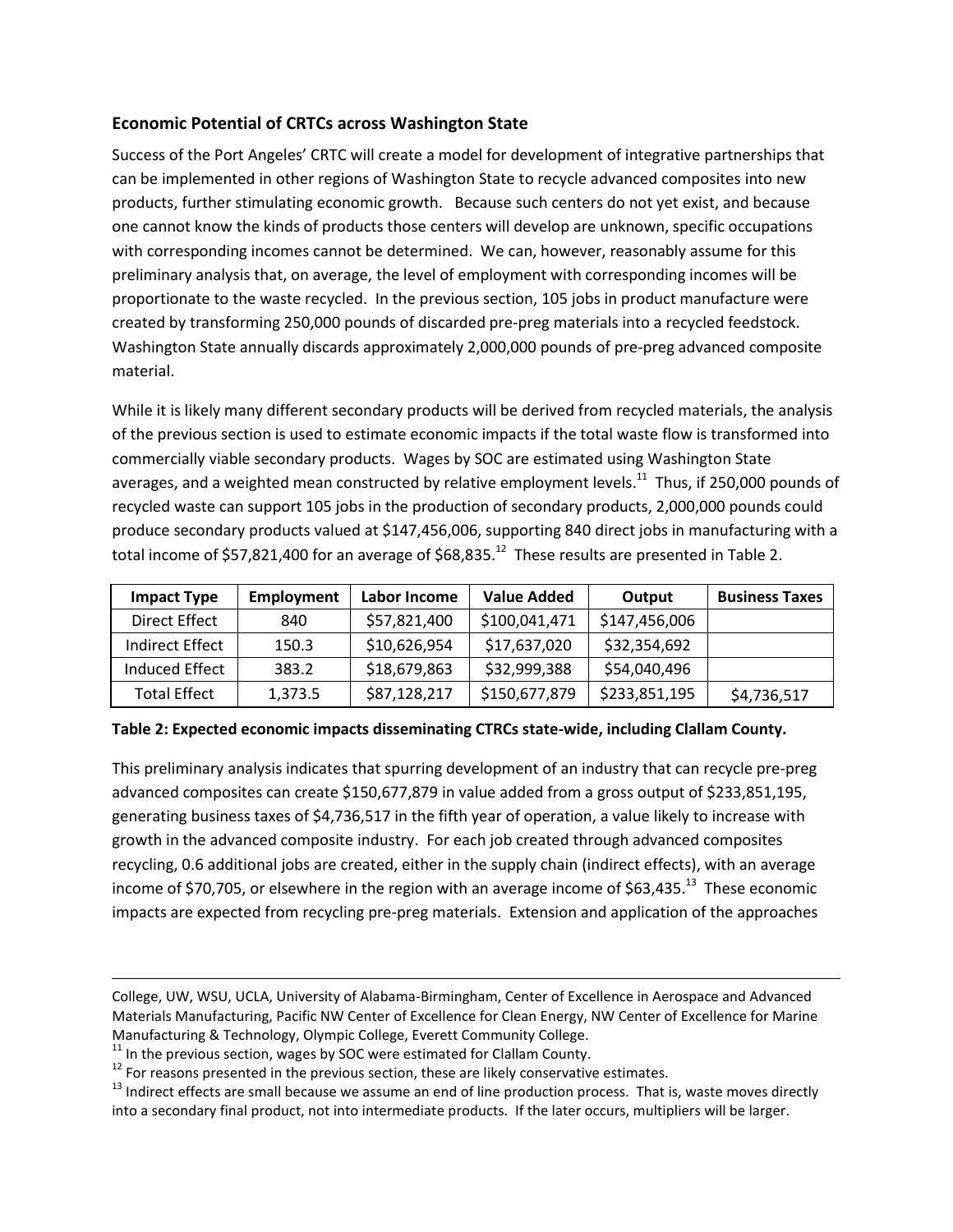### Economic Potential of CRTCs across Washington State

Success of the Port Angeles' CRTC will create a model for development of integrative partnerships that can be implemented in other regions of Washington State to recycle advanced composites into new products, further stimulating economic growth. Because such centers do not yet exist, and because one cannot know the kinds of products those centers will develop are unknown, specific occupations with corresponding incomes cannot be determined. We can, however, reasonably assume for this preliminary analysis that, on average, the level of employment with corresponding incomes will be proportionate to the waste recycled. In the previous section, 105 jobs in product manufacture were created by transforming 250,000 pounds of discarded pre-preg materials into a recycled feedstock. Washington State annually discards approximately 2,000,000 pounds of pre-preg advanced composite material.

While it is likely many different secondary products will be derived from recycled materials, the analysis of the previous section is used to estimate economic impacts if the total waste flow is transformed into commercially viable secondary products. Wages by SOC are estimated using Washington State averages, and a weighted mean constructed by relative employment levels.[11] Thus, if 250,000 pounds of recycled waste can support 105 jobs in the production of secondary products, 2,000,000 pounds could produce secondary products valued at $147,456,006, supporting 840 direct jobs in manufacturing with a total income of $57,821,400 for an average of $68,835.[12] These results are presented in Table 2.

| Impact Type | Employment | Labor Income | Value Added | Output | Business Taxes |
|---|---|---|---|---|---|
| Direct Effect | 840 | $57,821,400 | $100,041,471 | $147,456,006 | |
| Indirect Effect | 150.3 | $10,626,954 | $17,637,020 | $32,354,692 | |
| Induced Effect | 383.2 | $18,679,863 | $32,999,388 | $54,040,496 | |
| Total Effect | 1,373.5 | $87,128,217 | $150,677,879 | $233,851,195 | $4,736,517 |

**Table 2: Expected economic impacts disseminating CTRCs state-wide, including Clallam County.**

This preliminary analysis indicates that spurring development of an industry that can recycle pre-preg advanced composites can create $150,677,879 in value added from a gross output of $233,851,195, generating business taxes of $4,736,517 in the fifth year of operation, a value likely to increase with growth in the advanced composite industry. For each job created through advanced composites recycling, 0.6 additional jobs are created, either in the supply chain (indirect effects), with an average income of $70,705, or elsewhere in the region with an average income of $63,435.[13] These economic impacts are expected from recycling pre-preg materials. Extension and application of the approaches

---

College, UW, WSU, UCLA, University of Alabama-Birmingham, Center of Excellence in Aerospace and Advanced Materials Manufacturing, Pacific NW Center of Excellence for Clean Energy, NW Center of Excellence for Marine Manufacturing & Technology, Olympic College, Everett Community College.

[11] In the previous section, wages by SOC were estimated for Clallam County.

[12] For reasons presented in the previous section, these are likely conservative estimates.

[13] Indirect effects are small because we assume an end of line production process. That is, waste moves directly into a secondary final product, not into intermediate products. If the later occurs, multipliers will be larger.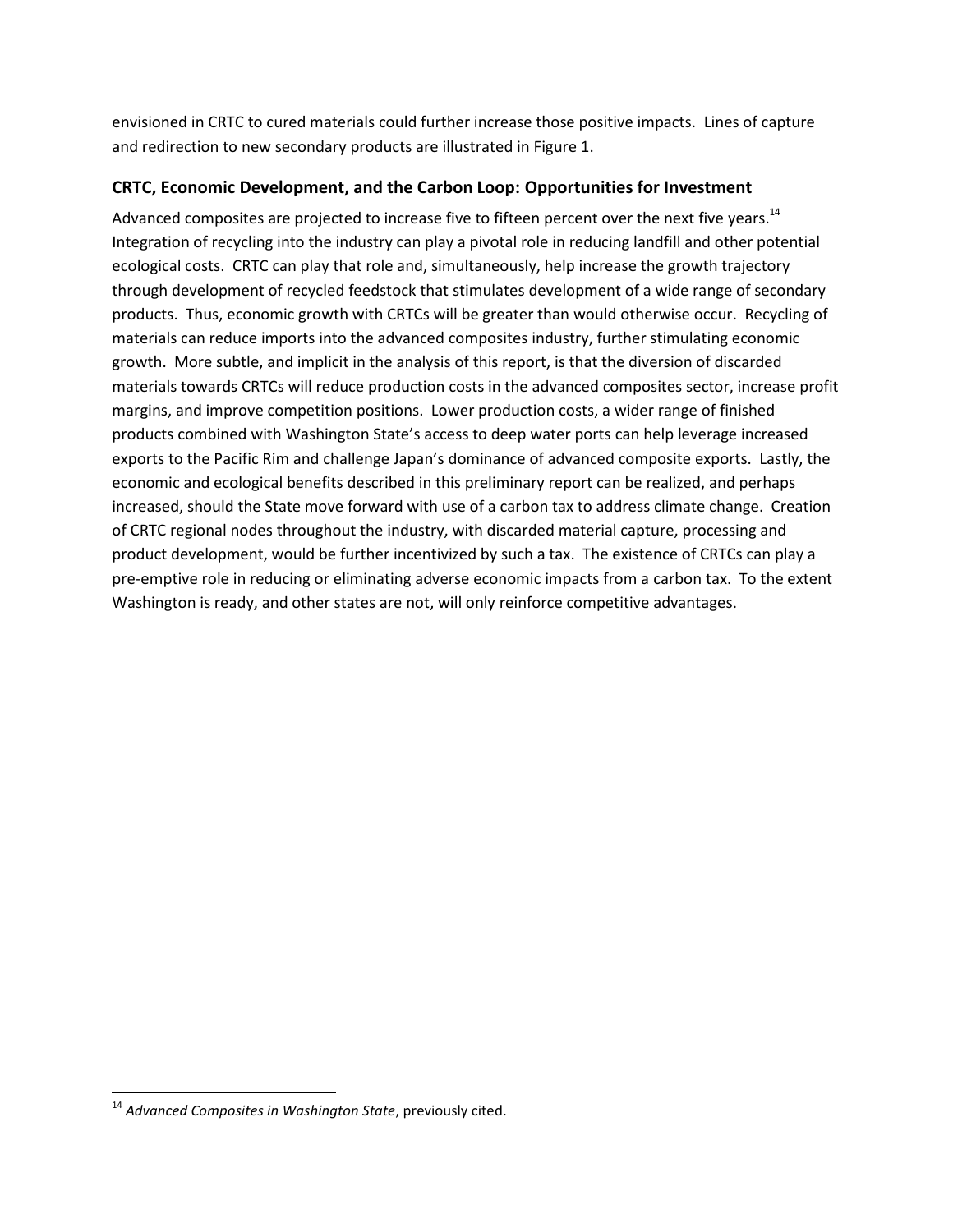envisioned in CRTC to cured materials could further increase those positive impacts. Lines of capture and redirection to new secondary products are illustrated in Figure 1.

### CRTC, Economic Development, and the Carbon Loop: Opportunities for Investment

Advanced composites are projected to increase five to fifteen percent over the next five years.[14] Integration of recycling into the industry can play a pivotal role in reducing landfill and other potential ecological costs. CRTC can play that role and, simultaneously, help increase the growth trajectory through development of recycled feedstock that stimulates development of a wide range of secondary products. Thus, economic growth with CRTCs will be greater than would otherwise occur. Recycling of materials can reduce imports into the advanced composites industry, further stimulating economic growth. More subtle, and implicit in the analysis of this report, is that the diversion of discarded materials towards CRTCs will reduce production costs in the advanced composites sector, increase profit margins, and improve competition positions. Lower production costs, a wider range of finished products combined with Washington State's access to deep water ports can help leverage increased exports to the Pacific Rim and challenge Japan's dominance of advanced composite exports. Lastly, the economic and ecological benefits described in this preliminary report can be realized, and perhaps increased, should the State move forward with use of a carbon tax to address climate change. Creation of CRTC regional nodes throughout the industry, with discarded material capture, processing and product development, would be further incentivized by such a tax. The existence of CRTCs can play a pre-emptive role in reducing or eliminating adverse economic impacts from a carbon tax. To the extent Washington is ready, and other states are not, will only reinforce competitive advantages.

---

[14] *Advanced Composites in Washington State*, previously cited.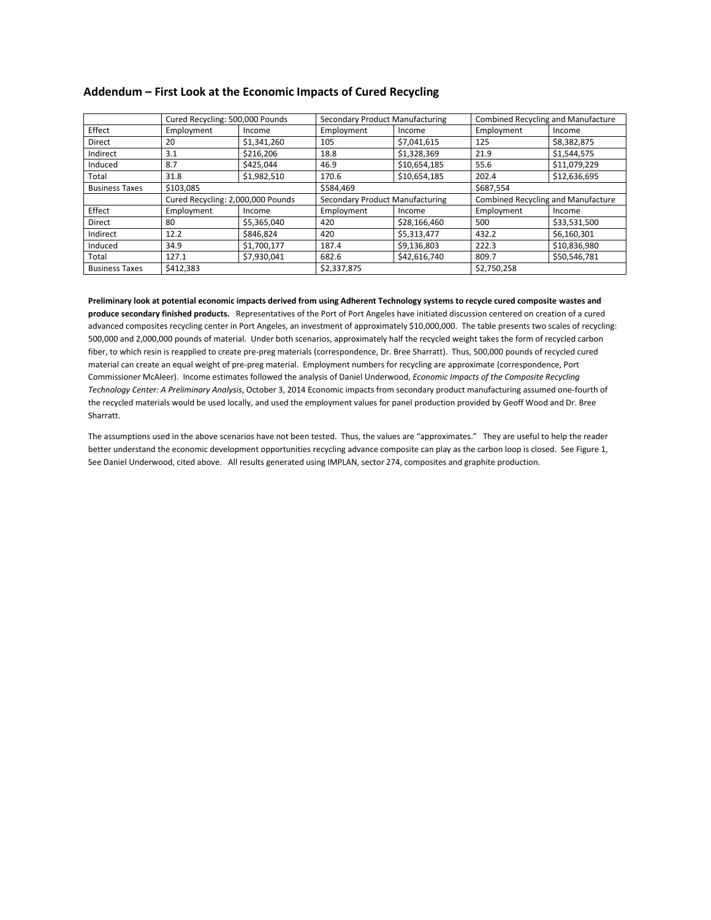## Addendum – First Look at the Economic Impacts of Cured Recycling

| | Cured Recycling: 500,000 Pounds | | Secondary Product Manufacturing | | Combined Recycling and Manufacture | |
|---|---|---|---|---|---|---|
| Effect | Employment | Income | Employment | Income | Employment | Income |
| Direct | 20 | $1,341,260 | 105 | $7,041,615 | 125 | $8,382,875 |
| Indirect | 3.1 | $216,206 | 18.8 | $1,328,369 | 21.9 | $1,544,575 |
| Induced | 8.7 | $425,044 | 46.9 | $10,654,185 | 55.6 | $11,079,229 |
| Total | 31.8 | $1,982,510 | 170.6 | $10,654,185 | 202.4 | $12,636,695 |
| Business Taxes | $103,085 | | $584,469 | | $687,554 | |
| | Cured Recycling: 2,000,000 Pounds | | Secondary Product Manufacturing | | Combined Recycling and Manufacture | |
| Effect | Employment | Income | Employment | Income | Employment | Income |
| Direct | 80 | $5,365,040 | 420 | $28,166,460 | 500 | $33,531,500 |
| Indirect | 12.2 | $846,824 | 420 | $5,313,477 | 432.2 | $6,160,301 |
| Induced | 34.9 | $1,700,177 | 187.4 | $9,136,803 | 222.3 | $10,836,980 |
| Total | 127.1 | $7,930,041 | 682.6 | $42,616,740 | 809.7 | $50,546,781 |
| Business Taxes | $412,383 | | $2,337,875 | | $2,750,258 | |

**Preliminary look at potential economic impacts derived from using Adherent Technology systems to recycle cured composite wastes and produce secondary finished products.** Representatives of the Port of Port Angeles have initiated discussion centered on creation of a cured advanced composites recycling center in Port Angeles, an investment of approximately $10,000,000. The table presents two scales of recycling: 500,000 and 2,000,000 pounds of material. Under both scenarios, approximately half the recycled weight takes the form of recycled carbon fiber, to which resin is reapplied to create pre-preg materials (correspondence, Dr. Bree Sharratt). Thus, 500,000 pounds of recycled cured material can create an equal weight of pre-preg material. Employment numbers for recycling are approximate (correspondence, Port Commissioner McAleer). Income estimates followed the analysis of Daniel Underwood, *Economic Impacts of the Composite Recycling Technology Center: A Preliminary Analysis*, October 3, 2014 Economic impacts from secondary product manufacturing assumed one-fourth of the recycled materials would be used locally, and used the employment values for panel production provided by Geoff Wood and Dr. Bree Sharratt.

The assumptions used in the above scenarios have not been tested. Thus, the values are "approximates." They are useful to help the reader better understand the economic development opportunities recycling advance composite can play as the carbon loop is closed. See Figure 1, See Daniel Underwood, cited above. All results generated using IMPLAN, sector 274, composites and graphite production.